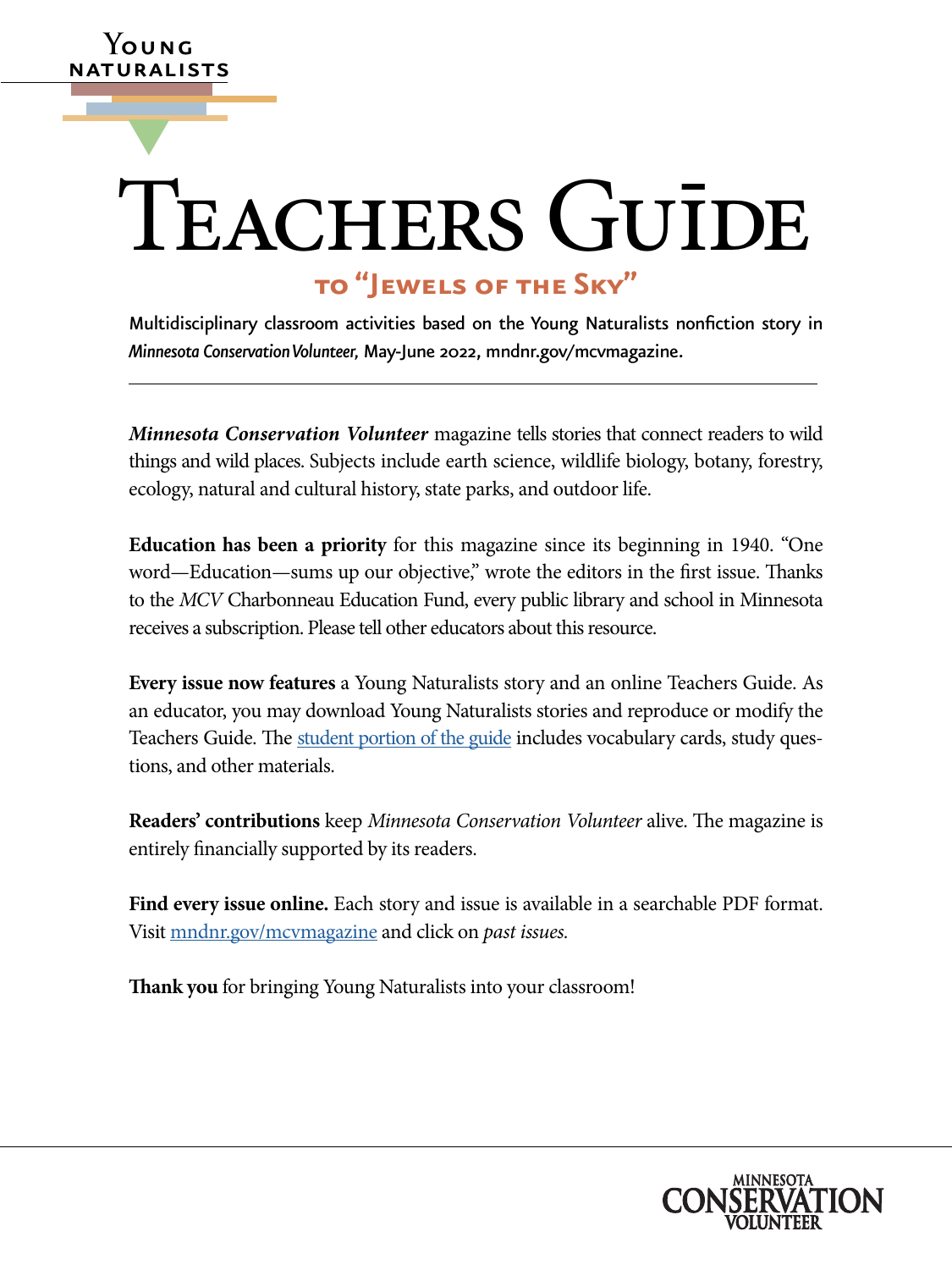Young Naturalists

# Teachers Guide

## to "Jewels of the Sky"

Multidisciplinary classroom activities based on the Young Naturalists nonfiction story in *Minnesota Conservation Volunteer,* May-June 2022, mndnr.gov/mcvmagazine.

---

***Minnesota Conservation Volunteer*** magazine tells stories that connect readers to wild things and wild places. Subjects include earth science, wildlife biology, botany, forestry, ecology, natural and cultural history, state parks, and outdoor life.

**Education has been a priority** for this magazine since its beginning in 1940. "One word—Education—sums up our objective," wrote the editors in the first issue. Thanks to the *MCV* Charbonneau Education Fund, every public library and school in Minnesota receives a subscription. Please tell other educators about this resource.

**Every issue now features** a Young Naturalists story and an online Teachers Guide. As an educator, you may download Young Naturalists stories and reproduce or modify the Teachers Guide. The student portion of the guide includes vocabulary cards, study questions, and other materials.

**Readers' contributions** keep *Minnesota Conservation Volunteer* alive. The magazine is entirely financially supported by its readers.

**Find every issue online.** Each story and issue is available in a searchable PDF format. Visit mndnr.gov/mcvmagazine and click on *past issues.*

**Thank you** for bringing Young Naturalists into your classroom!

Minnesota Conservation Volunteer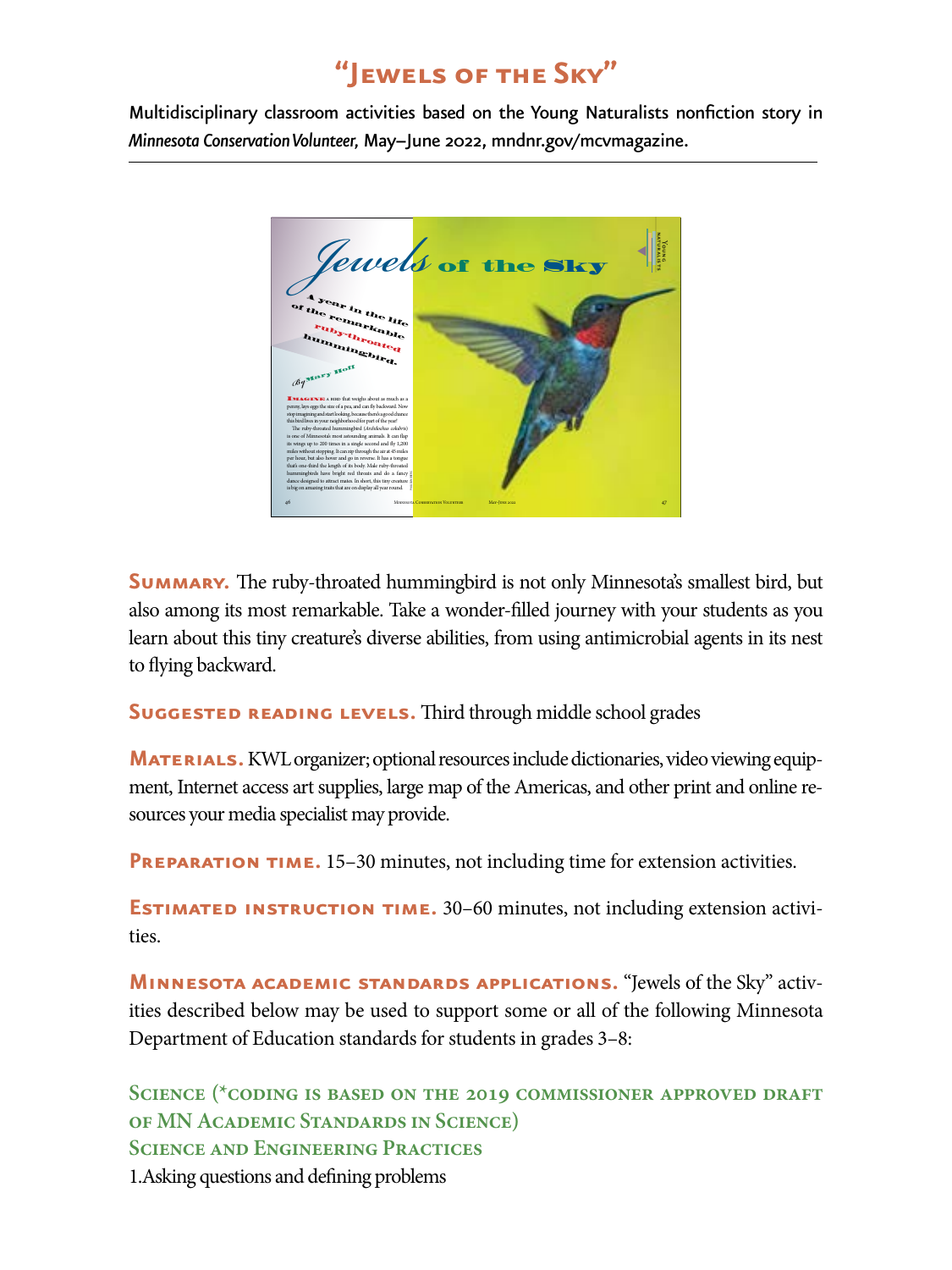# "Jewels of the Sky"

Multidisciplinary classroom activities based on the Young Naturalists nonfiction story in *Minnesota Conservation Volunteer,* May–June 2022, mndnr.gov/mcvmagazine.

---

**Summary.** The ruby-throated hummingbird is not only Minnesota's smallest bird, but also among its most remarkable. Take a wonder-filled journey with your students as you learn about this tiny creature's diverse abilities, from using antimicrobial agents in its nest to flying backward.

**Suggested reading levels.** Third through middle school grades

**Materials.** KWL organizer; optional resources include dictionaries, video viewing equipment, Internet access art supplies, large map of the Americas, and other print and online resources your media specialist may provide.

**Preparation time.** 15–30 minutes, not including time for extension activities.

**Estimated instruction time.** 30–60 minutes, not including extension activities.

**Minnesota academic standards applications.** "Jewels of the Sky" activities described below may be used to support some or all of the following Minnesota Department of Education standards for students in grades 3–8:

### Science (*coding is based on the 2019 commissioner approved draft of MN Academic Standards in Science)

### Science and Engineering Practices

1.Asking questions and defining problems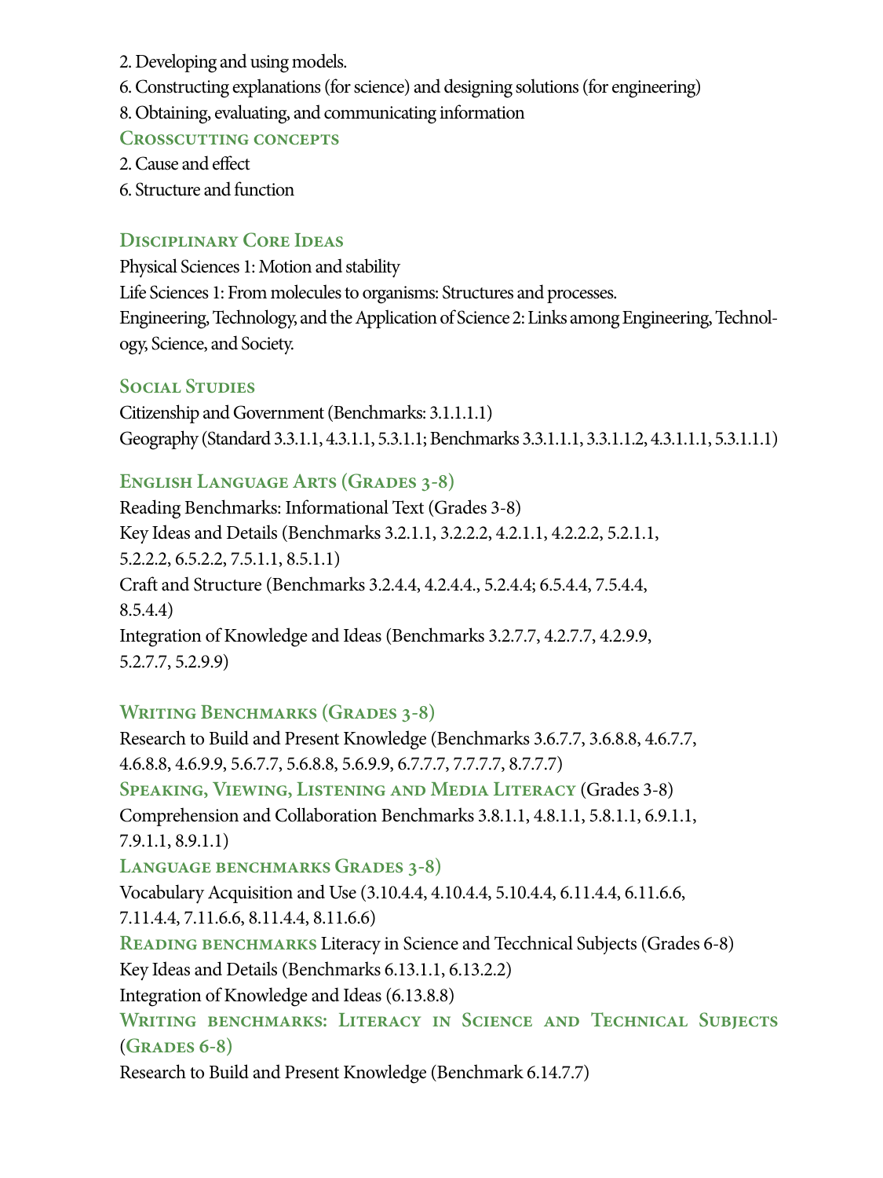2. Developing and using models.

6. Constructing explanations (for science) and designing solutions (for engineering)

8. Obtaining, evaluating, and communicating information

### Crosscutting concepts

2. Cause and effect

6. Structure and function

### Disciplinary Core Ideas

Physical Sciences 1: Motion and stability

Life Sciences 1: From molecules to organisms: Structures and processes.

Engineering, Technology, and the Application of Science 2: Links among Engineering, Technology, Science, and Society.

### Social Studies

Citizenship and Government (Benchmarks: 3.1.1.1.1)

Geography (Standard 3.3.1.1, 4.3.1.1, 5.3.1.1; Benchmarks 3.3.1.1.1, 3.3.1.1.2, 4.3.1.1.1, 5.3.1.1.1)

### English Language Arts (Grades 3-8)

Reading Benchmarks: Informational Text (Grades 3-8)

Key Ideas and Details (Benchmarks 3.2.1.1, 3.2.2.2, 4.2.1.1, 4.2.2.2, 5.2.1.1, 5.2.2.2, 6.5.2.2, 7.5.1.1, 8.5.1.1)

Craft and Structure (Benchmarks 3.2.4.4, 4.2.4.4., 5.2.4.4; 6.5.4.4, 7.5.4.4, 8.5.4.4)

Integration of Knowledge and Ideas (Benchmarks 3.2.7.7, 4.2.7.7, 4.2.9.9, 5.2.7.7, 5.2.9.9)

### Writing Benchmarks (Grades 3-8)

Research to Build and Present Knowledge (Benchmarks 3.6.7.7, 3.6.8.8, 4.6.7.7, 4.6.8.8, 4.6.9.9, 5.6.7.7, 5.6.8.8, 5.6.9.9, 6.7.7.7, 7.7.7.7, 8.7.7.7)

**Speaking, Viewing, Listening and Media Literacy** (Grades 3-8)

Comprehension and Collaboration Benchmarks 3.8.1.1, 4.8.1.1, 5.8.1.1, 6.9.1.1, 7.9.1.1, 8.9.1.1)

### Language benchmarks Grades 3-8)

Vocabulary Acquisition and Use (3.10.4.4, 4.10.4.4, 5.10.4.4, 6.11.4.4, 6.11.6.6, 7.11.4.4, 7.11.6.6, 8.11.4.4, 8.11.6.6)

**Reading benchmarks** Literacy in Science and Tecchnical Subjects (Grades 6-8)

Key Ideas and Details (Benchmarks 6.13.1.1, 6.13.2.2)

Integration of Knowledge and Ideas (6.13.8.8)

### Writing benchmarks: Literacy in Science and Technical Subjects (Grades 6-8)

Research to Build and Present Knowledge (Benchmark 6.14.7.7)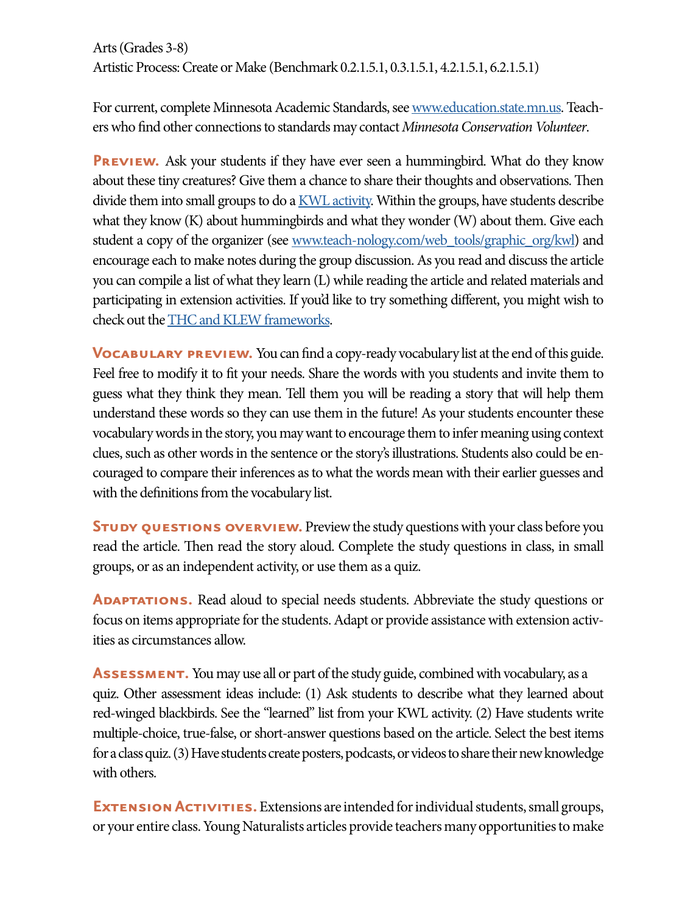Arts (Grades 3-8)
Artistic Process: Create or Make (Benchmark 0.2.1.5.1, 0.3.1.5.1, 4.2.1.5.1, 6.2.1.5.1)

For current, complete Minnesota Academic Standards, see [www.education.state.mn.us](www.education.state.mn.us). Teachers who find other connections to standards may contact *Minnesota Conservation Volunteer*.

**Preview.** Ask your students if they have ever seen a hummingbird. What do they know about these tiny creatures? Give them a chance to share their thoughts and observations. Then divide them into small groups to do a [KWL activity](). Within the groups, have students describe what they know (K) about hummingbirds and what they wonder (W) about them. Give each student a copy of the organizer (see [www.teach-nology.com/web_tools/graphic_org/kwl](www.teach-nology.com/web_tools/graphic_org/kwl)) and encourage each to make notes during the group discussion. As you read and discuss the article you can compile a list of what they learn (L) while reading the article and related materials and participating in extension activities. If you'd like to try something different, you might wish to check out the [THC and KLEW frameworks]().

**Vocabulary preview.** You can find a copy-ready vocabulary list at the end of this guide. Feel free to modify it to fit your needs. Share the words with you students and invite them to guess what they think they mean. Tell them you will be reading a story that will help them understand these words so they can use them in the future! As your students encounter these vocabulary words in the story, you may want to encourage them to infer meaning using context clues, such as other words in the sentence or the story's illustrations. Students also could be encouraged to compare their inferences as to what the words mean with their earlier guesses and with the definitions from the vocabulary list.

**Study questions overview.** Preview the study questions with your class before you read the article. Then read the story aloud. Complete the study questions in class, in small groups, or as an independent activity, or use them as a quiz.

**Adaptations.** Read aloud to special needs students. Abbreviate the study questions or focus on items appropriate for the students. Adapt or provide assistance with extension activities as circumstances allow.

**Assessment.** You may use all or part of the study guide, combined with vocabulary, as a quiz. Other assessment ideas include: (1) Ask students to describe what they learned about red-winged blackbirds. See the "learned" list from your KWL activity. (2) Have students write multiple-choice, true-false, or short-answer questions based on the article. Select the best items for a class quiz. (3) Have students create posters, podcasts, or videos to share their new knowledge with others.

**Extension Activities.** Extensions are intended for individual students, small groups, or your entire class. Young Naturalists articles provide teachers many opportunities to make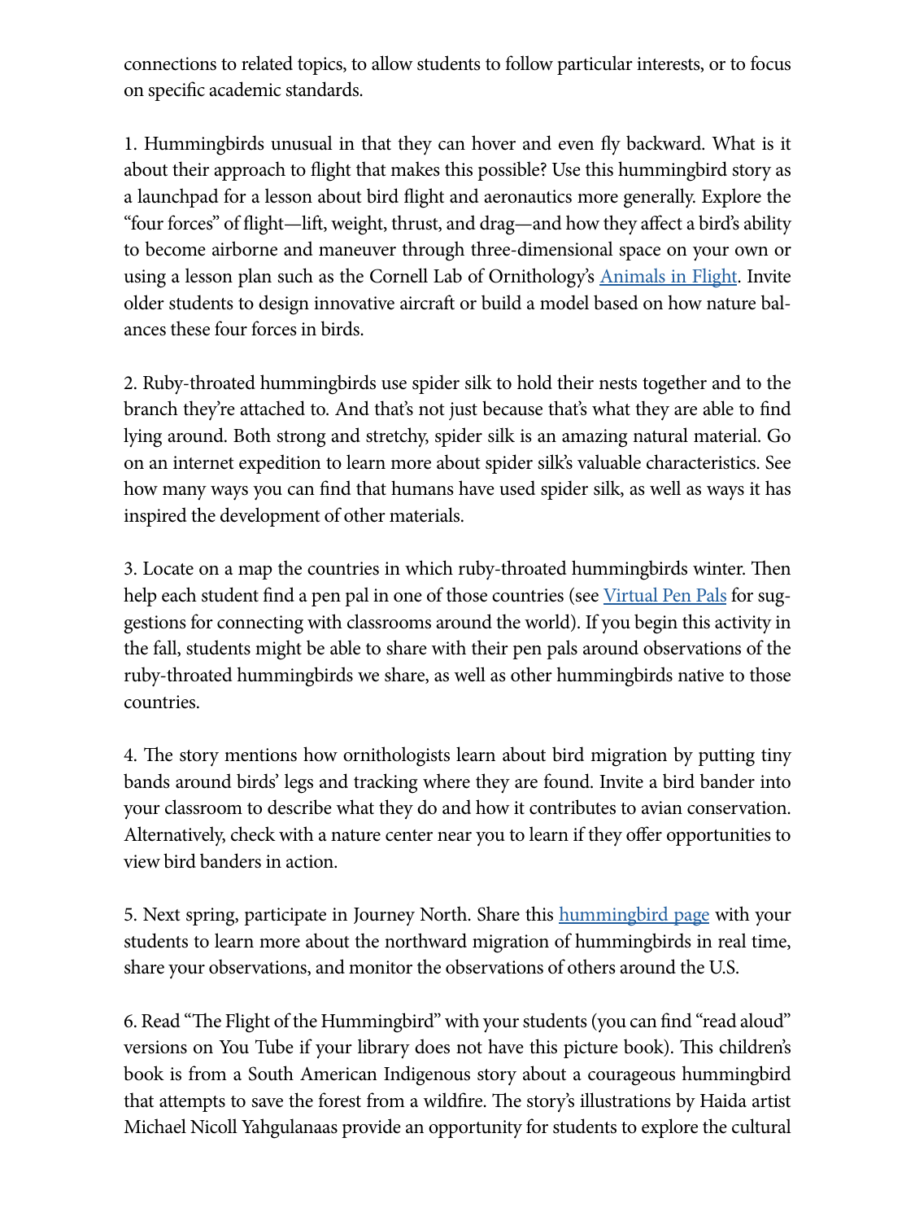connections to related topics, to allow students to follow particular interests, or to focus on specific academic standards.

1. Hummingbirds unusual in that they can hover and even fly backward. What is it about their approach to flight that makes this possible? Use this hummingbird story as a launchpad for a lesson about bird flight and aeronautics more generally. Explore the "four forces" of flight—lift, weight, thrust, and drag—and how they affect a bird's ability to become airborne and maneuver through three-dimensional space on your own or using a lesson plan such as the Cornell Lab of Ornithology's Animals in Flight. Invite older students to design innovative aircraft or build a model based on how nature balances these four forces in birds.

2. Ruby-throated hummingbirds use spider silk to hold their nests together and to the branch they're attached to. And that's not just because that's what they are able to find lying around. Both strong and stretchy, spider silk is an amazing natural material. Go on an internet expedition to learn more about spider silk's valuable characteristics. See how many ways you can find that humans have used spider silk, as well as ways it has inspired the development of other materials.

3. Locate on a map the countries in which ruby-throated hummingbirds winter. Then help each student find a pen pal in one of those countries (see Virtual Pen Pals for suggestions for connecting with classrooms around the world). If you begin this activity in the fall, students might be able to share with their pen pals around observations of the ruby-throated hummingbirds we share, as well as other hummingbirds native to those countries.

4. The story mentions how ornithologists learn about bird migration by putting tiny bands around birds' legs and tracking where they are found. Invite a bird bander into your classroom to describe what they do and how it contributes to avian conservation. Alternatively, check with a nature center near you to learn if they offer opportunities to view bird banders in action.

5. Next spring, participate in Journey North. Share this hummingbird page with your students to learn more about the northward migration of hummingbirds in real time, share your observations, and monitor the observations of others around the U.S.

6. Read "The Flight of the Hummingbird" with your students (you can find "read aloud" versions on You Tube if your library does not have this picture book). This children's book is from a South American Indigenous story about a courageous hummingbird that attempts to save the forest from a wildfire. The story's illustrations by Haida artist Michael Nicoll Yahgulanaas provide an opportunity for students to explore the cultural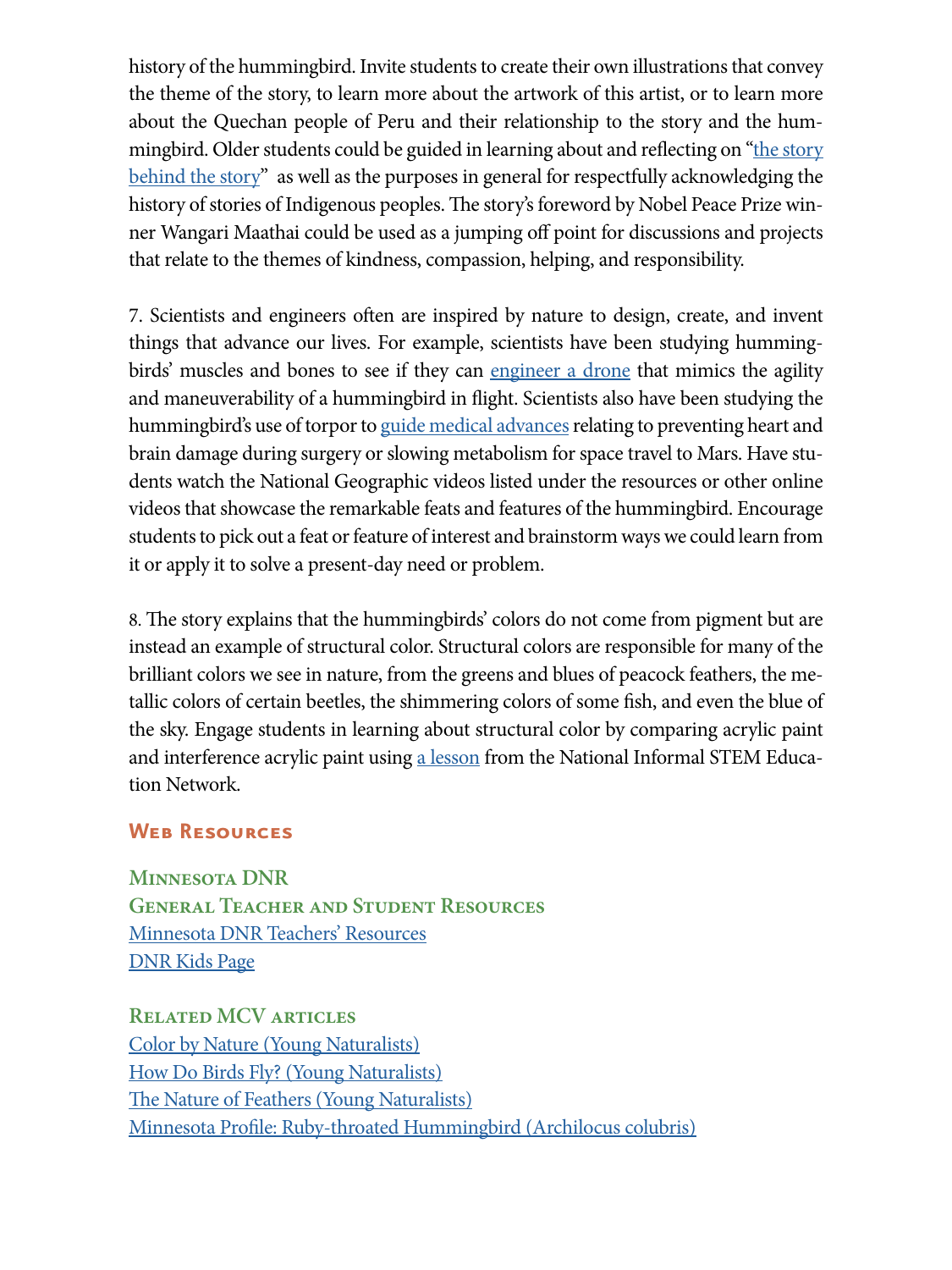history of the hummingbird. Invite students to create their own illustrations that convey the theme of the story, to learn more about the artwork of this artist, or to learn more about the Quechan people of Peru and their relationship to the story and the hummingbird. Older students could be guided in learning about and reflecting on "the story behind the story" as well as the purposes in general for respectfully acknowledging the history of stories of Indigenous peoples. The story's foreword by Nobel Peace Prize winner Wangari Maathai could be used as a jumping off point for discussions and projects that relate to the themes of kindness, compassion, helping, and responsibility.

7. Scientists and engineers often are inspired by nature to design, create, and invent things that advance our lives. For example, scientists have been studying hummingbirds' muscles and bones to see if they can engineer a drone that mimics the agility and maneuverability of a hummingbird in flight. Scientists also have been studying the hummingbird's use of torpor to guide medical advances relating to preventing heart and brain damage during surgery or slowing metabolism for space travel to Mars. Have students watch the National Geographic videos listed under the resources or other online videos that showcase the remarkable feats and features of the hummingbird. Encourage students to pick out a feat or feature of interest and brainstorm ways we could learn from it or apply it to solve a present-day need or problem.

8. The story explains that the hummingbirds' colors do not come from pigment but are instead an example of structural color. Structural colors are responsible for many of the brilliant colors we see in nature, from the greens and blues of peacock feathers, the metallic colors of certain beetles, the shimmering colors of some fish, and even the blue of the sky. Engage students in learning about structural color by comparing acrylic paint and interference acrylic paint using a lesson from the National Informal STEM Education Network.

## Web Resources

### Minnesota DNR

### General Teacher and Student Resources

Minnesota DNR Teachers' Resources

DNR Kids Page

### Related MCV articles

Color by Nature (Young Naturalists)

How Do Birds Fly? (Young Naturalists)

The Nature of Feathers (Young Naturalists)

Minnesota Profile: Ruby-throated Hummingbird (Archilocus colubris)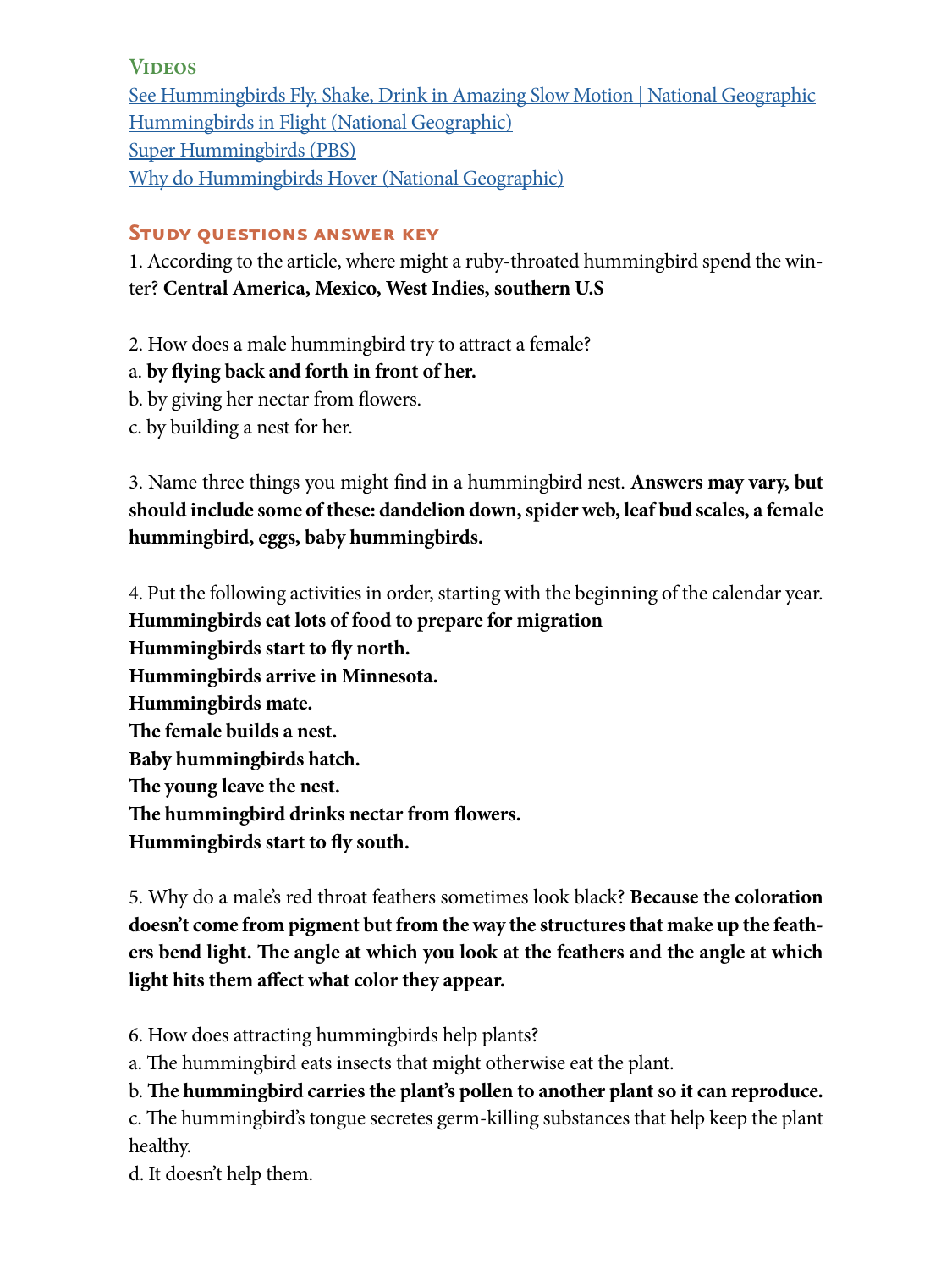## Videos

[See Hummingbirds Fly, Shake, Drink in Amazing Slow Motion | National Geographic]
[Hummingbirds in Flight (National Geographic)]
[Super Hummingbirds (PBS)]
[Why do Hummingbirds Hover (National Geographic)]

## Study questions answer key

1. According to the article, where might a ruby-throated hummingbird spend the winter? **Central America, Mexico, West Indies, southern U.S**

2. How does a male hummingbird try to attract a female?
a. **by flying back and forth in front of her.**
b. by giving her nectar from flowers.
c. by building a nest for her.

3. Name three things you might find in a hummingbird nest. **Answers may vary, but should include some of these: dandelion down, spider web, leaf bud scales, a female hummingbird, eggs, baby hummingbirds.**

4. Put the following activities in order, starting with the beginning of the calendar year.
**Hummingbirds eat lots of food to prepare for migration**
**Hummingbirds start to fly north.**
**Hummingbirds arrive in Minnesota.**
**Hummingbirds mate.**
**The female builds a nest.**
**Baby hummingbirds hatch.**
**The young leave the nest.**
**The hummingbird drinks nectar from flowers.**
**Hummingbirds start to fly south.**

5. Why do a male's red throat feathers sometimes look black? **Because the coloration doesn't come from pigment but from the way the structures that make up the feathers bend light. The angle at which you look at the feathers and the angle at which light hits them affect what color they appear.**

6. How does attracting hummingbirds help plants?
a. The hummingbird eats insects that might otherwise eat the plant.
b. **The hummingbird carries the plant's pollen to another plant so it can reproduce.**
c. The hummingbird's tongue secretes germ-killing substances that help keep the plant healthy.
d. It doesn't help them.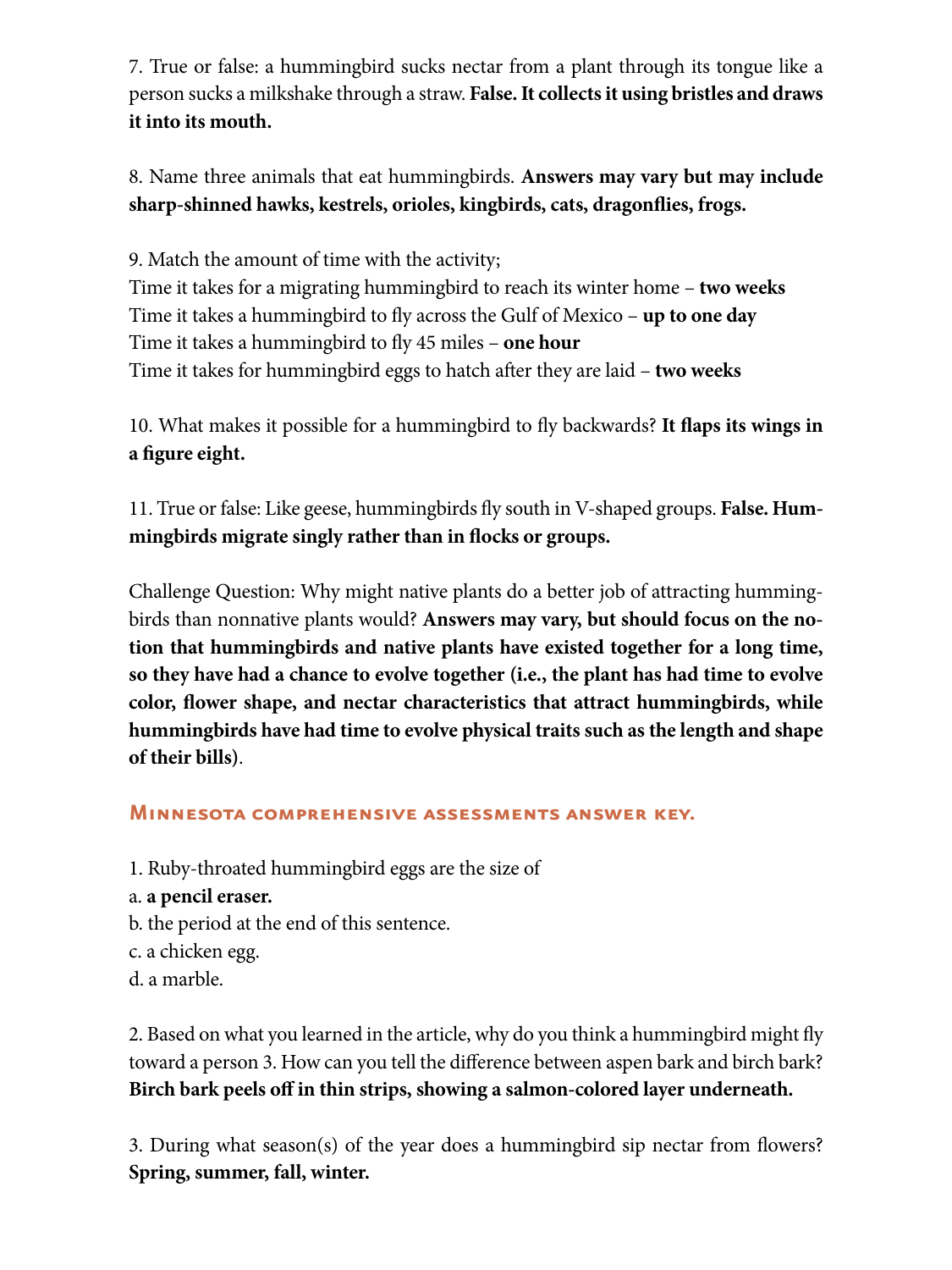7. True or false: a hummingbird sucks nectar from a plant through its tongue like a person sucks a milkshake through a straw. **False. It collects it using bristles and draws it into its mouth.**

8. Name three animals that eat hummingbirds. **Answers may vary but may include sharp-shinned hawks, kestrels, orioles, kingbirds, cats, dragonflies, frogs.**

9. Match the amount of time with the activity;
Time it takes for a migrating hummingbird to reach its winter home – **two weeks**
Time it takes a hummingbird to fly across the Gulf of Mexico – **up to one day**
Time it takes a hummingbird to fly 45 miles – **one hour**
Time it takes for hummingbird eggs to hatch after they are laid – **two weeks**

10. What makes it possible for a hummingbird to fly backwards? **It flaps its wings in a figure eight.**

11. True or false: Like geese, hummingbirds fly south in V-shaped groups. **False. Hummingbirds migrate singly rather than in flocks or groups.**

Challenge Question: Why might native plants do a better job of attracting hummingbirds than nonnative plants would? **Answers may vary, but should focus on the notion that hummingbirds and native plants have existed together for a long time, so they have had a chance to evolve together (i.e., the plant has had time to evolve color, flower shape, and nectar characteristics that attract hummingbirds, while hummingbirds have had time to evolve physical traits such as the length and shape of their bills)**.

## Minnesota comprehensive assessments answer key.

1. Ruby-throated hummingbird eggs are the size of
a. **a pencil eraser.**
b. the period at the end of this sentence.
c. a chicken egg.
d. a marble.

2. Based on what you learned in the article, why do you think a hummingbird might fly toward a person 3. How can you tell the difference between aspen bark and birch bark? **Birch bark peels off in thin strips, showing a salmon-colored layer underneath.**

3. During what season(s) of the year does a hummingbird sip nectar from flowers? **Spring, summer, fall, winter.**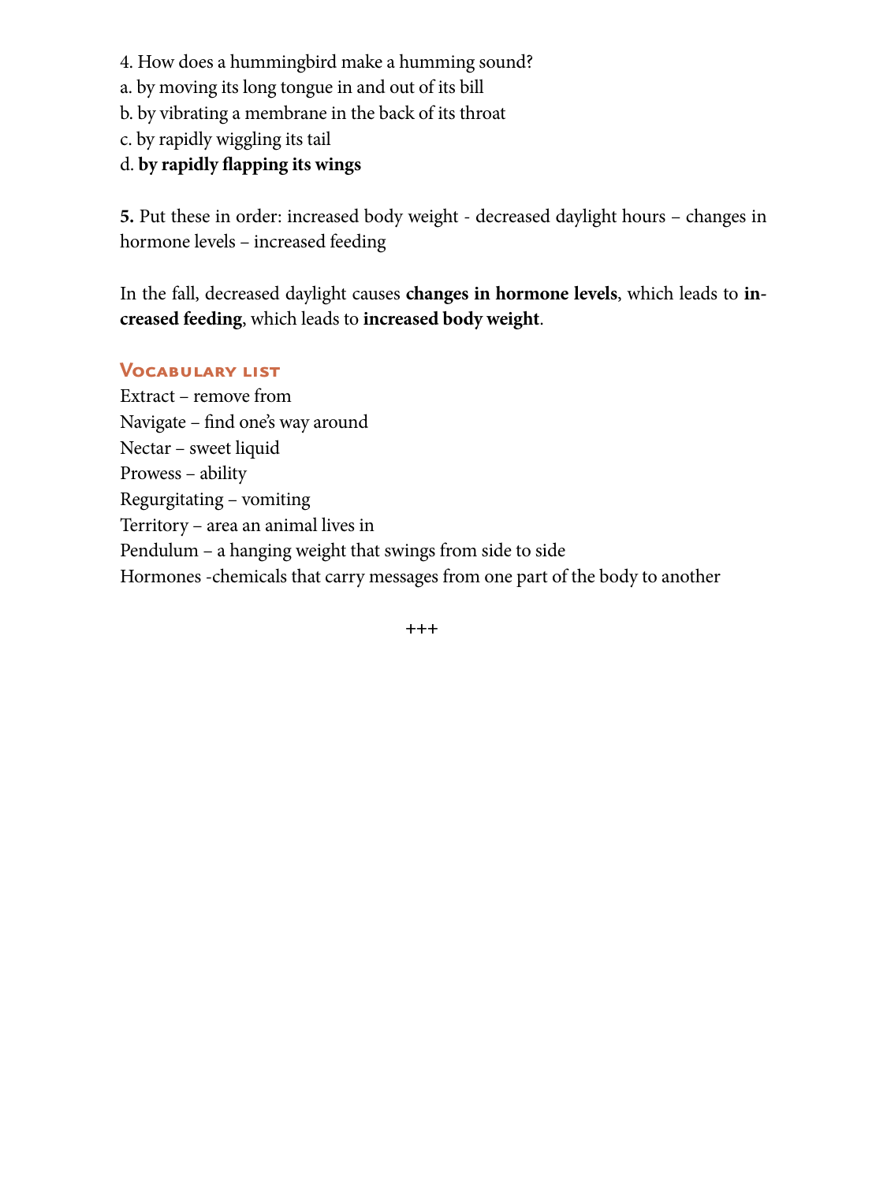4. How does a hummingbird make a humming sound?
a. by moving its long tongue in and out of its bill
b. by vibrating a membrane in the back of its throat
c. by rapidly wiggling its tail
d. **by rapidly flapping its wings**

**5.** Put these in order: increased body weight - decreased daylight hours – changes in hormone levels – increased feeding

In the fall, decreased daylight causes **changes in hormone levels**, which leads to **increased feeding**, which leads to **increased body weight**.

### Vocabulary list

Extract – remove from
Navigate – find one's way around
Nectar – sweet liquid
Prowess – ability
Regurgitating – vomiting
Territory – area an animal lives in
Pendulum – a hanging weight that swings from side to side
Hormones -chemicals that carry messages from one part of the body to another

+++